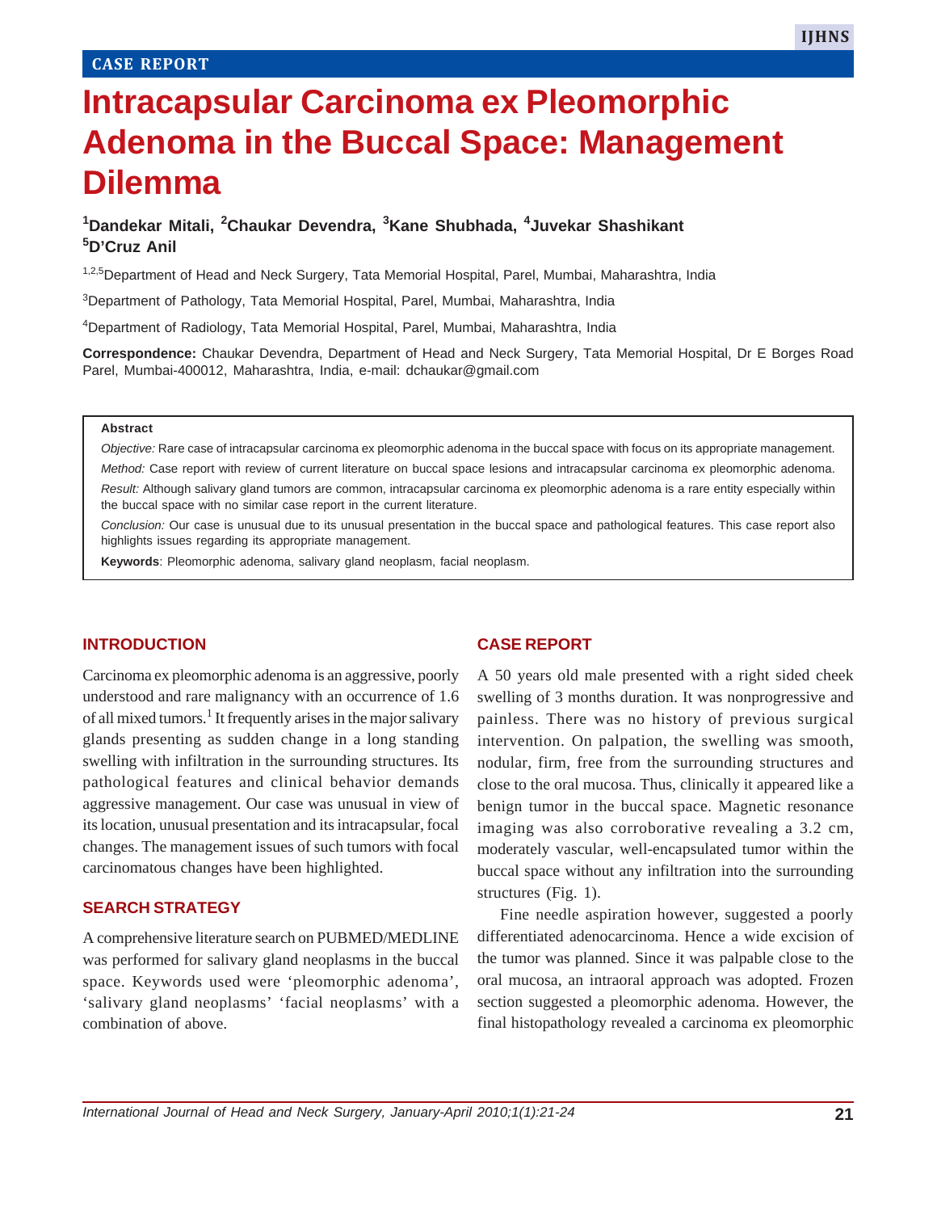CASE REPORT

# Intracapsular Carcinoma ex Pleomorphic Adenoma in the Buccal Space: Management Dilemma

**[1]Dandekar Mitali, [2]Chaukar Devendra, [3]Kane Shubhada, [4]Juvekar Shashikant [5]D'Cruz Anil**

[1,2,5]Department of Head and Neck Surgery, Tata Memorial Hospital, Parel, Mumbai, Maharashtra, India

[3]Department of Pathology, Tata Memorial Hospital, Parel, Mumbai, Maharashtra, India

[4]Department of Radiology, Tata Memorial Hospital, Parel, Mumbai, Maharashtra, India

**Correspondence:** Chaukar Devendra, Department of Head and Neck Surgery, Tata Memorial Hospital, Dr E Borges Road Parel, Mumbai-400012, Maharashtra, India, e-mail: dchaukar@gmail.com

**Abstract**

*Objective:* Rare case of intracapsular carcinoma ex pleomorphic adenoma in the buccal space with focus on its appropriate management.

*Method:* Case report with review of current literature on buccal space lesions and intracapsular carcinoma ex pleomorphic adenoma.

*Result:* Although salivary gland tumors are common, intracapsular carcinoma ex pleomorphic adenoma is a rare entity especially within the buccal space with no similar case report in the current literature.

*Conclusion:* Our case is unusual due to its unusual presentation in the buccal space and pathological features. This case report also highlights issues regarding its appropriate management.

**Keywords**: Pleomorphic adenoma, salivary gland neoplasm, facial neoplasm.

## INTRODUCTION

Carcinoma ex pleomorphic adenoma is an aggressive, poorly understood and rare malignancy with an occurrence of 1.6 of all mixed tumors.[1] It frequently arises in the major salivary glands presenting as sudden change in a long standing swelling with infiltration in the surrounding structures. Its pathological features and clinical behavior demands aggressive management. Our case was unusual in view of its location, unusual presentation and its intracapsular, focal changes. The management issues of such tumors with focal carcinomatous changes have been highlighted.

## SEARCH STRATEGY

A comprehensive literature search on PUBMED/MEDLINE was performed for salivary gland neoplasms in the buccal space. Keywords used were 'pleomorphic adenoma', 'salivary gland neoplasms' 'facial neoplasms' with a combination of above.

## CASE REPORT

A 50 years old male presented with a right sided cheek swelling of 3 months duration. It was nonprogressive and painless. There was no history of previous surgical intervention. On palpation, the swelling was smooth, nodular, firm, free from the surrounding structures and close to the oral mucosa. Thus, clinically it appeared like a benign tumor in the buccal space. Magnetic resonance imaging was also corroborative revealing a 3.2 cm, moderately vascular, well-encapsulated tumor within the buccal space without any infiltration into the surrounding structures (Fig. 1).

Fine needle aspiration however, suggested a poorly differentiated adenocarcinoma. Hence a wide excision of the tumor was planned. Since it was palpable close to the oral mucosa, an intraoral approach was adopted. Frozen section suggested a pleomorphic adenoma. However, the final histopathology revealed a carcinoma ex pleomorphic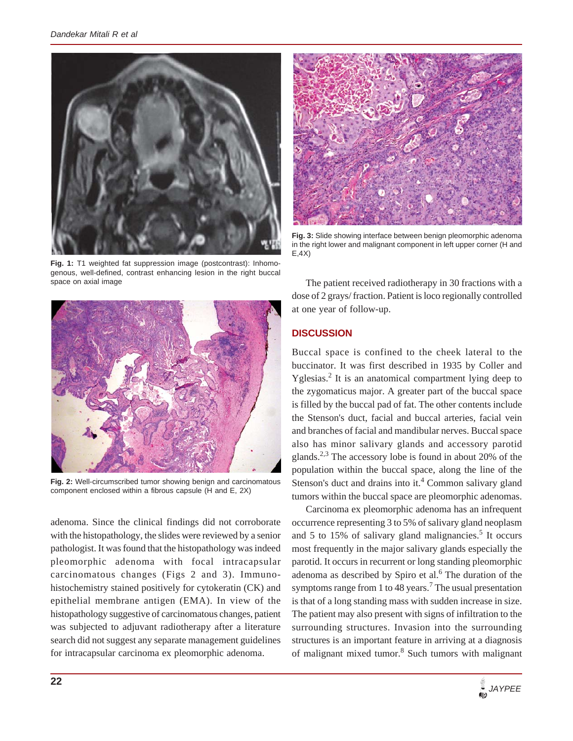Fig. 1: T1 weighted fat suppression image (postcontrast): Inhomogenous, well-defined, contrast enhancing lesion in the right buccal space on axial image

Fig. 2: Well-circumscribed tumor showing benign and carcinomatous component enclosed within a fibrous capsule (H and E, 2X)

adenoma. Since the clinical findings did not corroborate with the histopathology, the slides were reviewed by a senior pathologist. It was found that the histopathology was indeed pleomorphic adenoma with focal intracapsular carcinomatous changes (Figs 2 and 3). Immunohistochemistry stained positively for cytokeratin (CK) and epithelial membrane antigen (EMA). In view of the histopathology suggestive of carcinomatous changes, patient was subjected to adjuvant radiotherapy after a literature search did not suggest any separate management guidelines for intracapsular carcinoma ex pleomorphic adenoma.

Fig. 3: Slide showing interface between benign pleomorphic adenoma in the right lower and malignant component in left upper corner (H and E,4X)

The patient received radiotherapy in 30 fractions with a dose of 2 grays/ fraction. Patient is loco regionally controlled at one year of follow-up.

## DISCUSSION

Buccal space is confined to the cheek lateral to the buccinator. It was first described in 1935 by Coller and Yglesias.[2] It is an anatomical compartment lying deep to the zygomaticus major. A greater part of the buccal space is filled by the buccal pad of fat. The other contents include the Stenson's duct, facial and buccal arteries, facial vein and branches of facial and mandibular nerves. Buccal space also has minor salivary glands and accessory parotid glands.[2,3] The accessory lobe is found in about 20% of the population within the buccal space, along the line of the Stenson's duct and drains into it.[4] Common salivary gland tumors within the buccal space are pleomorphic adenomas.

Carcinoma ex pleomorphic adenoma has an infrequent occurrence representing 3 to 5% of salivary gland neoplasm and 5 to 15% of salivary gland malignancies.[5] It occurs most frequently in the major salivary glands especially the parotid. It occurs in recurrent or long standing pleomorphic adenoma as described by Spiro et al.[6] The duration of the symptoms range from 1 to 48 years.[7] The usual presentation is that of a long standing mass with sudden increase in size. The patient may also present with signs of infiltration to the surrounding structures. Invasion into the surrounding structures is an important feature in arriving at a diagnosis of malignant mixed tumor.[8] Such tumors with malignant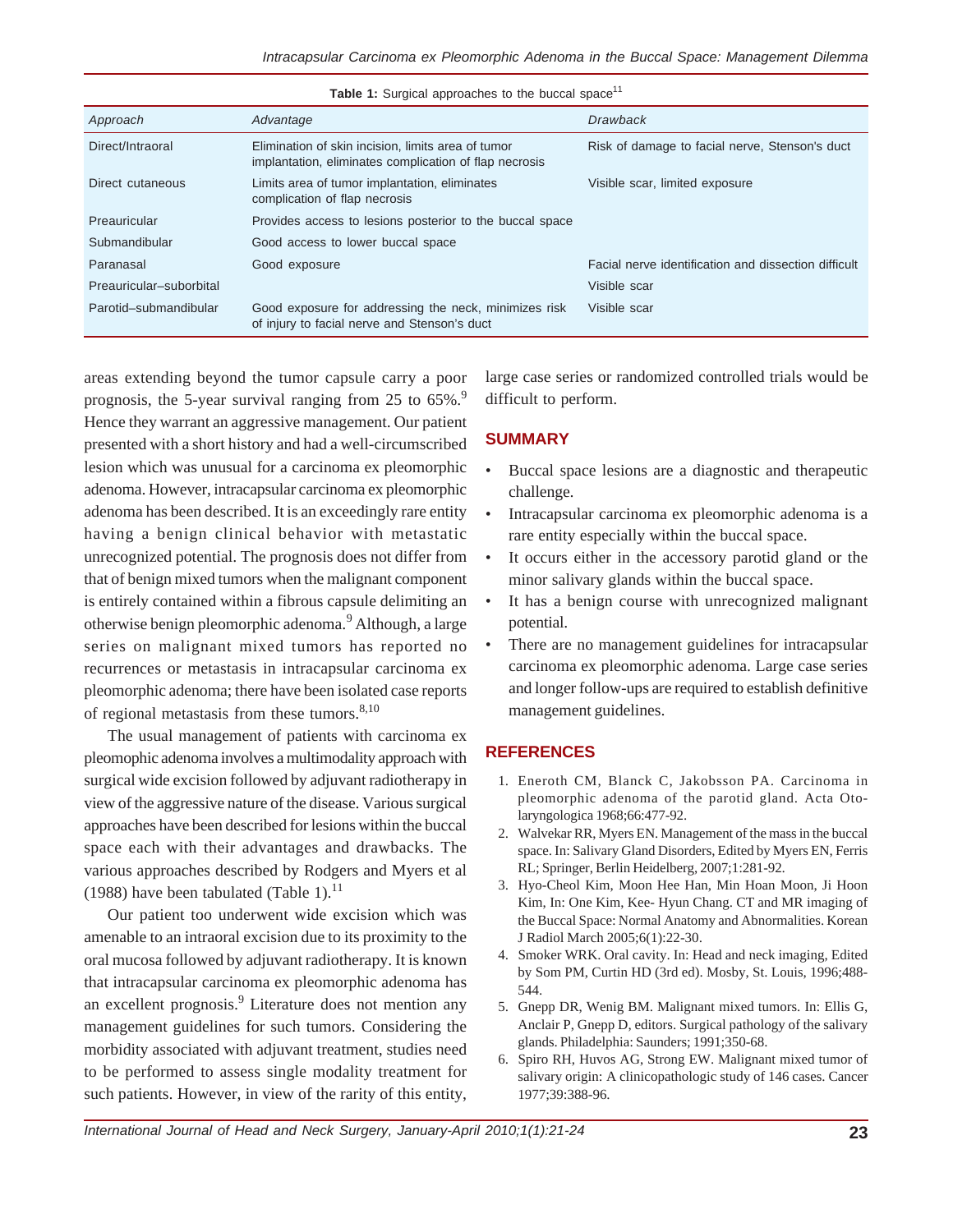**Table 1:** Surgical approaches to the buccal space[11]

| Approach | Advantage | Drawback |
|---|---|---|
| Direct/Intraoral | Elimination of skin incision, limits area of tumor implantation, eliminates complication of flap necrosis | Risk of damage to facial nerve, Stenson's duct |
| Direct cutaneous | Limits area of tumor implantation, eliminates complication of flap necrosis | Visible scar, limited exposure |
| Preauricular | Provides access to lesions posterior to the buccal space | |
| Submandibular | Good access to lower buccal space | |
| Paranasal | Good exposure | Facial nerve identification and dissection difficult |
| Preauricular–suborbital | | Visible scar |
| Parotid–submandibular | Good exposure for addressing the neck, minimizes risk of injury to facial nerve and Stenson's duct | Visible scar |

areas extending beyond the tumor capsule carry a poor prognosis, the 5-year survival ranging from 25 to 65%.[9] Hence they warrant an aggressive management. Our patient presented with a short history and had a well-circumscribed lesion which was unusual for a carcinoma ex pleomorphic adenoma. However, intracapsular carcinoma ex pleomorphic adenoma has been described. It is an exceedingly rare entity having a benign clinical behavior with metastatic unrecognized potential. The prognosis does not differ from that of benign mixed tumors when the malignant component is entirely contained within a fibrous capsule delimiting an otherwise benign pleomorphic adenoma.[9] Although, a large series on malignant mixed tumors has reported no recurrences or metastasis in intracapsular carcinoma ex pleomorphic adenoma; there have been isolated case reports of regional metastasis from these tumors.[8,10]

The usual management of patients with carcinoma ex pleomophic adenoma involves a multimodality approach with surgical wide excision followed by adjuvant radiotherapy in view of the aggressive nature of the disease. Various surgical approaches have been described for lesions within the buccal space each with their advantages and drawbacks. The various approaches described by Rodgers and Myers et al (1988) have been tabulated (Table 1).[11]

Our patient too underwent wide excision which was amenable to an intraoral excision due to its proximity to the oral mucosa followed by adjuvant radiotherapy. It is known that intracapsular carcinoma ex pleomorphic adenoma has an excellent prognosis.[9] Literature does not mention any management guidelines for such tumors. Considering the morbidity associated with adjuvant treatment, studies need to be performed to assess single modality treatment for such patients. However, in view of the rarity of this entity, large case series or randomized controlled trials would be difficult to perform.

## SUMMARY

- Buccal space lesions are a diagnostic and therapeutic challenge.
- Intracapsular carcinoma ex pleomorphic adenoma is a rare entity especially within the buccal space.
- It occurs either in the accessory parotid gland or the minor salivary glands within the buccal space.
- It has a benign course with unrecognized malignant potential.
- There are no management guidelines for intracapsular carcinoma ex pleomorphic adenoma. Large case series and longer follow-ups are required to establish definitive management guidelines.

## REFERENCES

1. Eneroth CM, Blanck C, Jakobsson PA. Carcinoma in pleomorphic adenoma of the parotid gland. Acta Otolaryngologica 1968;66:477-92.
2. Walvekar RR, Myers EN. Management of the mass in the buccal space. In: Salivary Gland Disorders, Edited by Myers EN, Ferris RL; Springer, Berlin Heidelberg, 2007;1:281-92.
3. Hyo-Cheol Kim, Moon Hee Han, Min Hoan Moon, Ji Hoon Kim, In: One Kim, Kee- Hyun Chang. CT and MR imaging of the Buccal Space: Normal Anatomy and Abnormalities. Korean J Radiol March 2005;6(1):22-30.
4. Smoker WRK. Oral cavity. In: Head and neck imaging, Edited by Som PM, Curtin HD (3rd ed). Mosby, St. Louis, 1996;488-544.
5. Gnepp DR, Wenig BM. Malignant mixed tumors. In: Ellis G, Anclair P, Gnepp D, editors. Surgical pathology of the salivary glands. Philadelphia: Saunders; 1991;350-68.
6. Spiro RH, Huvos AG, Strong EW. Malignant mixed tumor of salivary origin: A clinicopathologic study of 146 cases. Cancer 1977;39:388-96.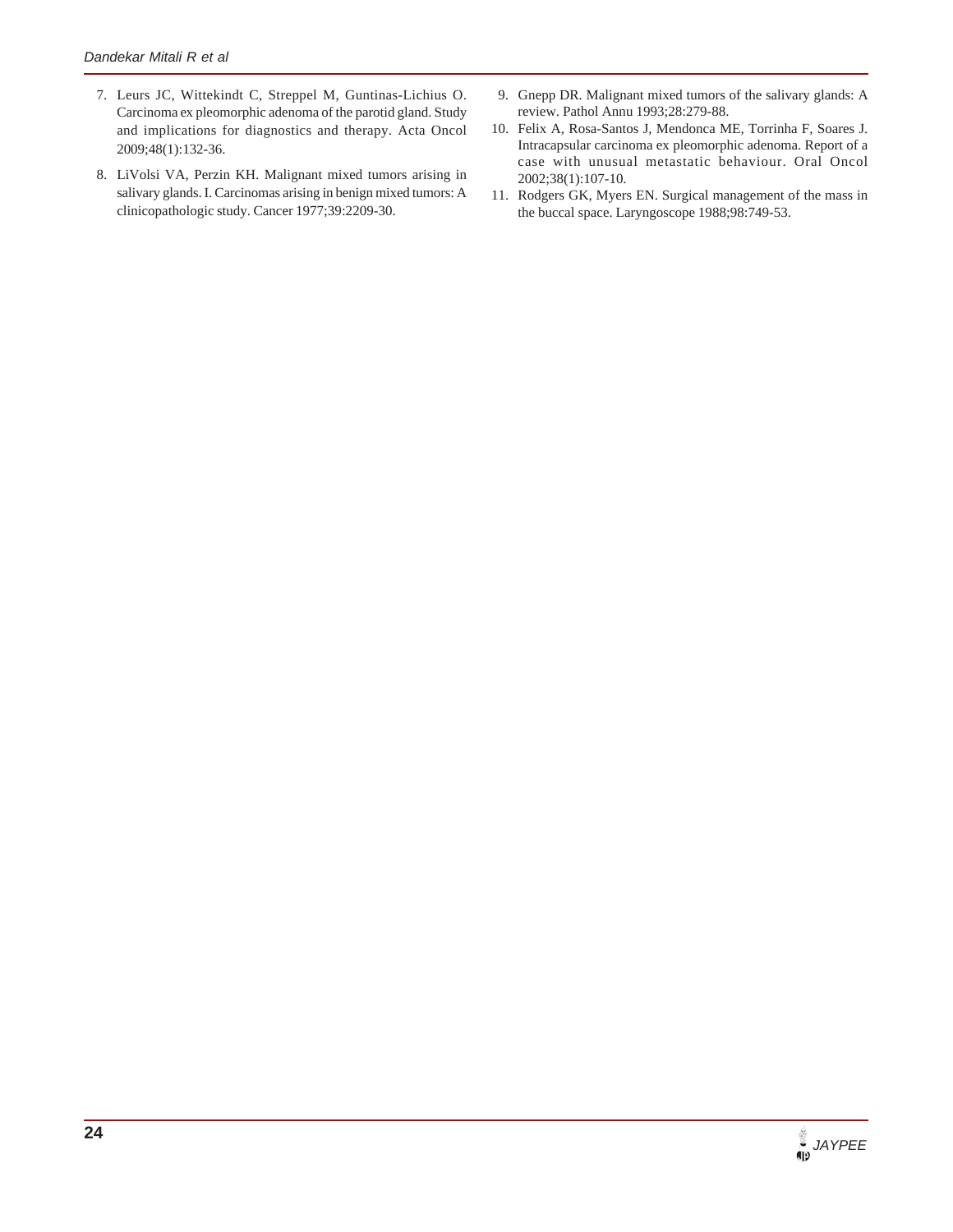7. Leurs JC, Wittekindt C, Streppel M, Guntinas-Lichius O. Carcinoma ex pleomorphic adenoma of the parotid gland. Study and implications for diagnostics and therapy. Acta Oncol 2009;48(1):132-36.
8. LiVolsi VA, Perzin KH. Malignant mixed tumors arising in salivary glands. I. Carcinomas arising in benign mixed tumors: A clinicopathologic study. Cancer 1977;39:2209-30.
9. Gnepp DR. Malignant mixed tumors of the salivary glands: A review. Pathol Annu 1993;28:279-88.
10. Felix A, Rosa-Santos J, Mendonca ME, Torrinha F, Soares J. Intracapsular carcinoma ex pleomorphic adenoma. Report of a case with unusual metastatic behaviour. Oral Oncol 2002;38(1):107-10.
11. Rodgers GK, Myers EN. Surgical management of the mass in the buccal space. Laryngoscope 1988;98:749-53.